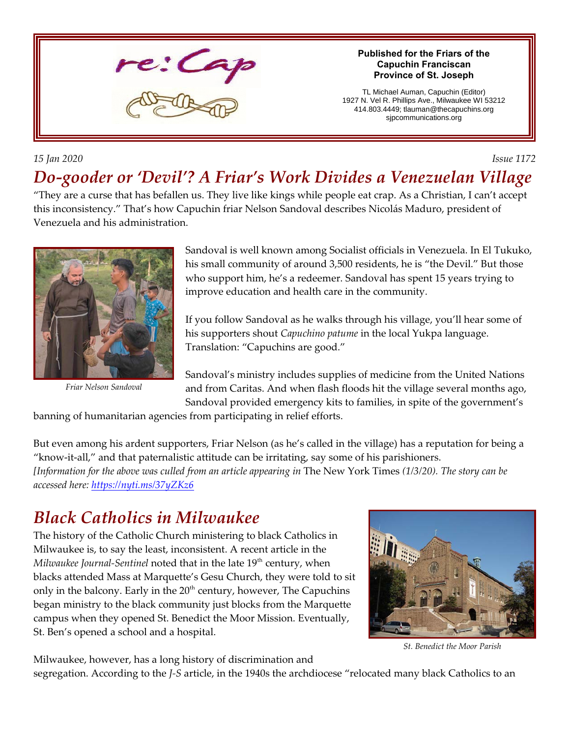re:Cap

**Published for the Friars of the Capuchin Franciscan Province of St. Joseph**

TL Michael Auman, Capuchin (Editor)
1927 N. Vel R. Phillips Ave., Milwaukee WI 53212
414.803.4449; tlauman@thecapuchins.org
sjpcommunications.org

*15 Jan 2020* *Issue 1172*

# *Do-gooder or 'Devil'? A Friar's Work Divides a Venezuelan Village*

"They are a curse that has befallen us. They live like kings while people eat crap. As a Christian, I can't accept this inconsistency." That's how Capuchin friar Nelson Sandoval describes Nicolás Maduro, president of Venezuela and his administration.

*Friar Nelson Sandoval*

Sandoval is well known among Socialist officials in Venezuela. In El Tukuko, his small community of around 3,500 residents, he is "the Devil." But those who support him, he's a redeemer. Sandoval has spent 15 years trying to improve education and health care in the community.

If you follow Sandoval as he walks through his village, you'll hear some of his supporters shout *Capuchino patume* in the local Yukpa language. Translation: "Capuchins are good."

Sandoval's ministry includes supplies of medicine from the United Nations and from Caritas. And when flash floods hit the village several months ago, Sandoval provided emergency kits to families, in spite of the government's banning of humanitarian agencies from participating in relief efforts.

But even among his ardent supporters, Friar Nelson (as he's called in the village) has a reputation for being a "know-it-all," and that paternalistic attitude can be irritating, say some of his parishioners.
*[Information for the above was culled from an article appearing in* The New York Times *(1/3/20). The story can be accessed here: https://nyti.ms/37yZKz6*

# *Black Catholics in Milwaukee*

The history of the Catholic Church ministering to black Catholics in Milwaukee is, to say the least, inconsistent. A recent article in the *Milwaukee Journal-Sentinel* noted that in the late 19th century, when blacks attended Mass at Marquette's Gesu Church, they were told to sit only in the balcony. Early in the 20th century, however, The Capuchins began ministry to the black community just blocks from the Marquette campus when they opened St. Benedict the Moor Mission. Eventually, St. Ben's opened a school and a hospital.

*St. Benedict the Moor Parish*

Milwaukee, however, has a long history of discrimination and segregation. According to the *J-S* article, in the 1940s the archdiocese "relocated many black Catholics to an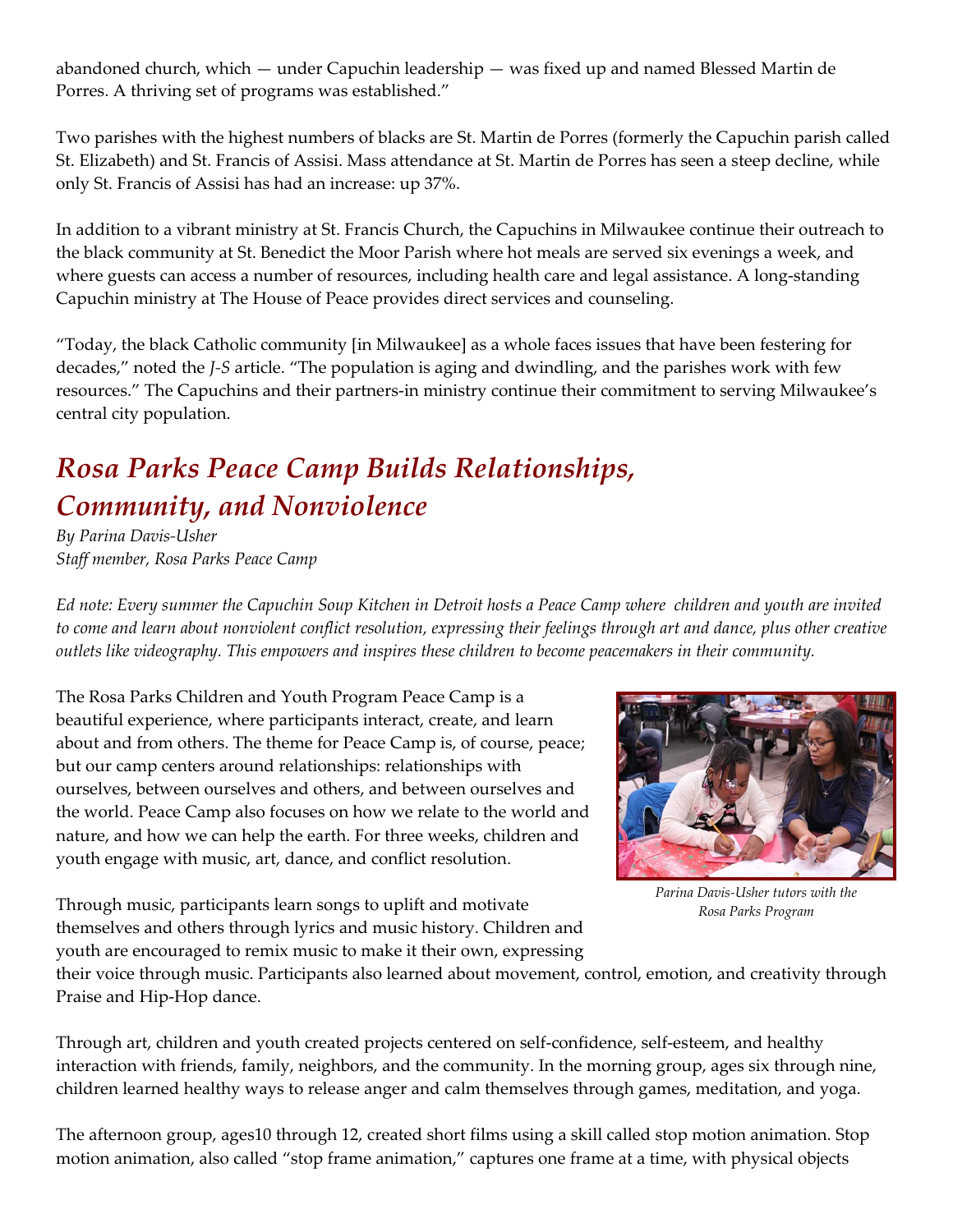abandoned church, which — under Capuchin leadership — was fixed up and named Blessed Martin de Porres. A thriving set of programs was established."

Two parishes with the highest numbers of blacks are St. Martin de Porres (formerly the Capuchin parish called St. Elizabeth) and St. Francis of Assisi. Mass attendance at St. Martin de Porres has seen a steep decline, while only St. Francis of Assisi has had an increase: up 37%.

In addition to a vibrant ministry at St. Francis Church, the Capuchins in Milwaukee continue their outreach to the black community at St. Benedict the Moor Parish where hot meals are served six evenings a week, and where guests can access a number of resources, including health care and legal assistance. A long-standing Capuchin ministry at The House of Peace provides direct services and counseling.

"Today, the black Catholic community [in Milwaukee] as a whole faces issues that have been festering for decades," noted the *J-S* article. "The population is aging and dwindling, and the parishes work with few resources." The Capuchins and their partners-in ministry continue their commitment to serving Milwaukee's central city population.

## *Rosa Parks Peace Camp Builds Relationships, Community, and Nonviolence*

*By Parina Davis-Usher*
*Staff member, Rosa Parks Peace Camp*

*Ed note: Every summer the Capuchin Soup Kitchen in Detroit hosts a Peace Camp where children and youth are invited to come and learn about nonviolent conflict resolution, expressing their feelings through art and dance, plus other creative outlets like videography. This empowers and inspires these children to become peacemakers in their community.*

The Rosa Parks Children and Youth Program Peace Camp is a beautiful experience, where participants interact, create, and learn about and from others. The theme for Peace Camp is, of course, peace; but our camp centers around relationships: relationships with ourselves, between ourselves and others, and between ourselves and the world. Peace Camp also focuses on how we relate to the world and nature, and how we can help the earth. For three weeks, children and youth engage with music, art, dance, and conflict resolution.

*Parina Davis-Usher tutors with the Rosa Parks Program*

Through music, participants learn songs to uplift and motivate themselves and others through lyrics and music history. Children and youth are encouraged to remix music to make it their own, expressing their voice through music. Participants also learned about movement, control, emotion, and creativity through Praise and Hip-Hop dance.

Through art, children and youth created projects centered on self-confidence, self-esteem, and healthy interaction with friends, family, neighbors, and the community. In the morning group, ages six through nine, children learned healthy ways to release anger and calm themselves through games, meditation, and yoga.

The afternoon group, ages10 through 12, created short films using a skill called stop motion animation. Stop motion animation, also called "stop frame animation," captures one frame at a time, with physical objects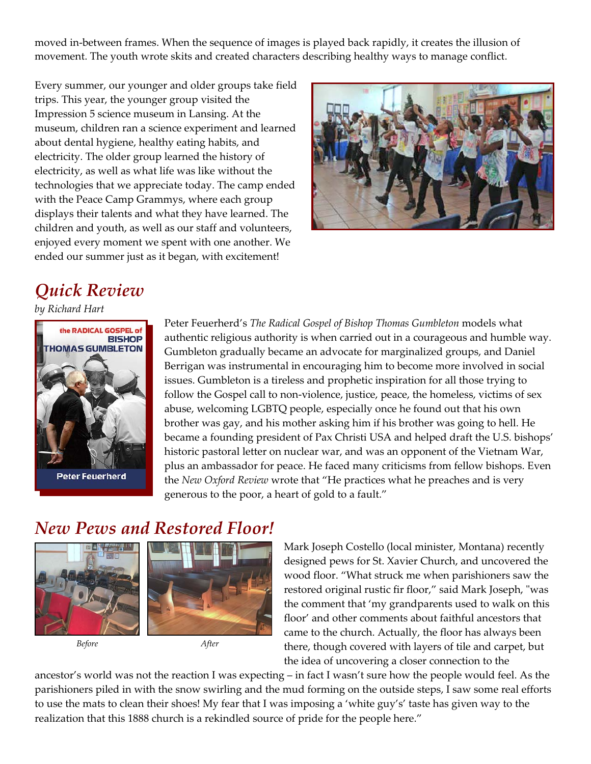moved in-between frames. When the sequence of images is played back rapidly, it creates the illusion of movement. The youth wrote skits and created characters describing healthy ways to manage conflict.

Every summer, our younger and older groups take field trips. This year, the younger group visited the Impression 5 science museum in Lansing. At the museum, children ran a science experiment and learned about dental hygiene, healthy eating habits, and electricity. The older group learned the history of electricity, as well as what life was like without the technologies that we appreciate today. The camp ended with the Peace Camp Grammys, where each group displays their talents and what they have learned. The children and youth, as well as our staff and volunteers, enjoyed every moment we spent with one another. We ended our summer just as it began, with excitement!

## *Quick Review*

*by Richard Hart*

Peter Feuerherd's *The Radical Gospel of Bishop Thomas Gumbleton* models what authentic religious authority is when carried out in a courageous and humble way. Gumbleton gradually became an advocate for marginalized groups, and Daniel Berrigan was instrumental in encouraging him to become more involved in social issues. Gumbleton is a tireless and prophetic inspiration for all those trying to follow the Gospel call to non-violence, justice, peace, the homeless, victims of sex abuse, welcoming LGBTQ people, especially once he found out that his own brother was gay, and his mother asking him if his brother was going to hell. He became a founding president of Pax Christi USA and helped draft the U.S. bishops' historic pastoral letter on nuclear war, and was an opponent of the Vietnam War, plus an ambassador for peace. He faced many criticisms from fellow bishops. Even the *New Oxford Review* wrote that "He practices what he preaches and is very generous to the poor, a heart of gold to a fault."

## *New Pews and Restored Floor!*

*Before* *After*

Mark Joseph Costello (local minister, Montana) recently designed pews for St. Xavier Church, and uncovered the wood floor. "What struck me when parishioners saw the restored original rustic fir floor," said Mark Joseph, "was the comment that 'my grandparents used to walk on this floor' and other comments about faithful ancestors that came to the church. Actually, the floor has always been there, though covered with layers of tile and carpet, but the idea of uncovering a closer connection to the ancestor's world was not the reaction I was expecting – in fact I wasn't sure how the people would feel. As the parishioners piled in with the snow swirling and the mud forming on the outside steps, I saw some real efforts to use the mats to clean their shoes! My fear that I was imposing a 'white guy's' taste has given way to the realization that this 1888 church is a rekindled source of pride for the people here."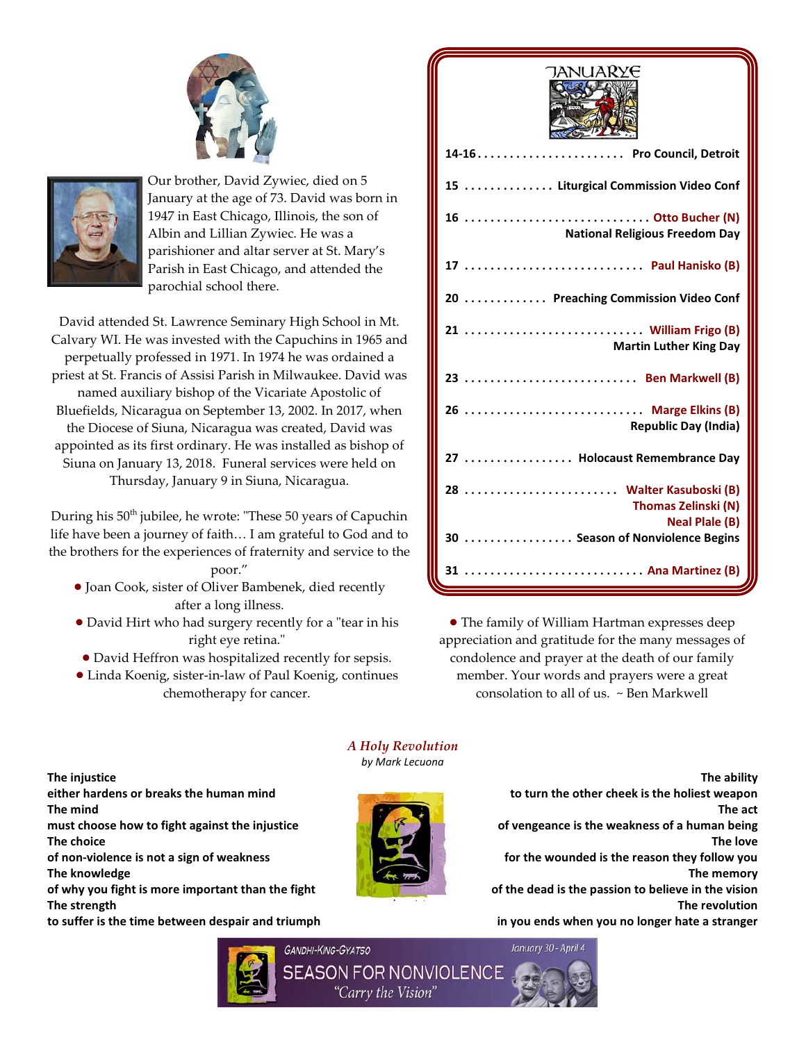Our brother, David Zywiec, died on 5 January at the age of 73. David was born in 1947 in East Chicago, Illinois, the son of Albin and Lillian Zywiec. He was a parishioner and altar server at St. Mary's Parish in East Chicago, and attended the parochial school there.

David attended St. Lawrence Seminary High School in Mt. Calvary WI. He was invested with the Capuchins in 1965 and perpetually professed in 1971. In 1974 he was ordained a priest at St. Francis of Assisi Parish in Milwaukee. David was named auxiliary bishop of the Vicariate Apostolic of Bluefields, Nicaragua on September 13, 2002. In 2017, when the Diocese of Siuna, Nicaragua was created, David was appointed as its first ordinary. He was installed as bishop of Siuna on January 13, 2018. Funeral services were held on Thursday, January 9 in Siuna, Nicaragua.

During his 50th jubilee, he wrote: "These 50 years of Capuchin life have been a journey of faith… I am grateful to God and to the brothers for the experiences of fraternity and service to the poor."

- Joan Cook, sister of Oliver Bambenek, died recently after a long illness.
- David Hirt who had surgery recently for a "tear in his right eye retina."
- David Heffron was hospitalized recently for sepsis.
- Linda Koenig, sister-in-law of Paul Koenig, continues chemotherapy for cancer.

## JANUARY

| | |
|---|---|
| **14-16** | **Pro Council, Detroit** |
| **15** | **Liturgical Commission Video Conf** |
| **16** | **Otto Bucher (N)**<br>**National Religious Freedom Day** |
| **17** | **Paul Hanisko (B)** |
| **20** | **Preaching Commission Video Conf** |
| **21** | **William Frigo (B)**<br>**Martin Luther King Day** |
| **23** | **Ben Markwell (B)** |
| **26** | **Marge Elkins (B)**<br>**Republic Day (India)** |
| **27** | **Holocaust Remembrance Day** |
| **28** | **Walter Kasuboski (B)**<br>**Thomas Zelinski (N)**<br>**Neal Plale (B)** |
| **30** | **Season of Nonviolence Begins** |
| **31** | **Ana Martinez (B)** |

- The family of William Hartman expresses deep appreciation and gratitude for the many messages of condolence and prayer at the death of our family member. Your words and prayers were a great consolation to all of us. ~ Ben Markwell

### *A Holy Revolution*

*by Mark Lecuona*

**The injustice**
**either hardens or breaks the human mind**
**The mind**
**must choose how to fight against the injustice**
**The choice**
**of non-violence is not a sign of weakness**
**The knowledge**
**of why you fight is more important than the fight**
**The strength**
**to suffer is the time between despair and triumph**

**The ability**
**to turn the other cheek is the holiest weapon**
**The act**
**of vengeance is the weakness of a human being**
**The love**
**for the wounded is the reason they follow you**
**The memory**
**of the dead is the passion to believe in the vision**
**The revolution**
**in you ends when you no longer hate a stranger**

GANDHI-KING-GYATSO
SEASON FOR NONVIOLENCE
"Carry the Vision"
January 30 - April 4